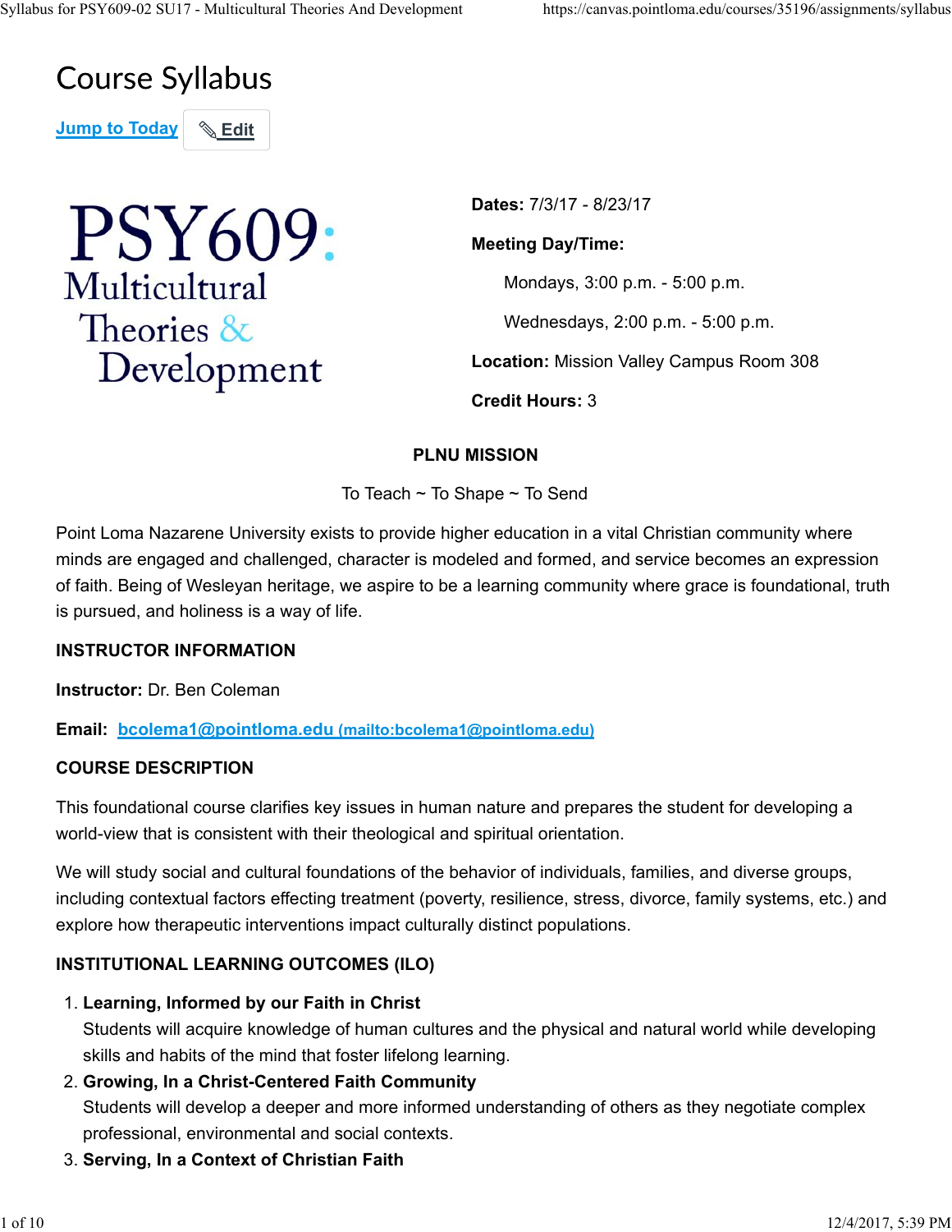# Course Syllabus

Jump to Today | Edit

**PSY609: Multicultural Theories & Development**

**Dates:** 7/3/17 - 8/23/17

**Meeting Day/Time:**

Mondays, 3:00 p.m. - 5:00 p.m.

Wednesdays, 2:00 p.m. - 5:00 p.m.

**Location:** Mission Valley Campus Room 308

**Credit Hours:** 3

**PLNU MISSION**

To Teach ~ To Shape ~ To Send

Point Loma Nazarene University exists to provide higher education in a vital Christian community where minds are engaged and challenged, character is modeled and formed, and service becomes an expression of faith. Being of Wesleyan heritage, we aspire to be a learning community where grace is foundational, truth is pursued, and holiness is a way of life.

**INSTRUCTOR INFORMATION**

**Instructor:** Dr. Ben Coleman

**Email:** bcolema1@pointloma.edu (mailto:bcolema1@pointloma.edu)

**COURSE DESCRIPTION**

This foundational course clarifies key issues in human nature and prepares the student for developing a world-view that is consistent with their theological and spiritual orientation.

We will study social and cultural foundations of the behavior of individuals, families, and diverse groups, including contextual factors effecting treatment (poverty, resilience, stress, divorce, family systems, etc.) and explore how therapeutic interventions impact culturally distinct populations.

**INSTITUTIONAL LEARNING OUTCOMES (ILO)**

1. **Learning, Informed by our Faith in Christ**
   Students will acquire knowledge of human cultures and the physical and natural world while developing skills and habits of the mind that foster lifelong learning.
2. **Growing, In a Christ-Centered Faith Community**
   Students will develop a deeper and more informed understanding of others as they negotiate complex professional, environmental and social contexts.
3. **Serving, In a Context of Christian Faith**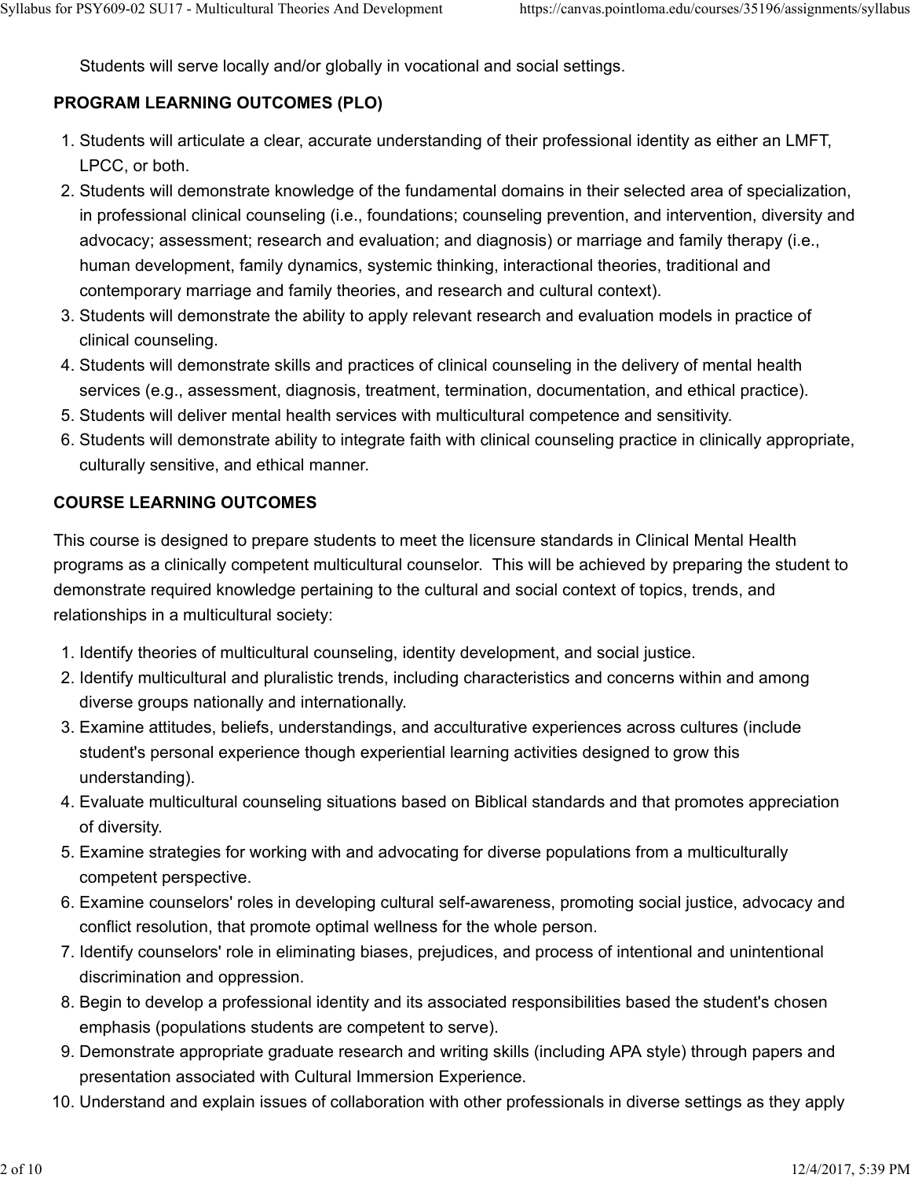Students will serve locally and/or globally in vocational and social settings.

**PROGRAM LEARNING OUTCOMES (PLO)**

1. Students will articulate a clear, accurate understanding of their professional identity as either an LMFT, LPCC, or both.
2. Students will demonstrate knowledge of the fundamental domains in their selected area of specialization, in professional clinical counseling (i.e., foundations; counseling prevention, and intervention, diversity and advocacy; assessment; research and evaluation; and diagnosis) or marriage and family therapy (i.e., human development, family dynamics, systemic thinking, interactional theories, traditional and contemporary marriage and family theories, and research and cultural context).
3. Students will demonstrate the ability to apply relevant research and evaluation models in practice of clinical counseling.
4. Students will demonstrate skills and practices of clinical counseling in the delivery of mental health services (e.g., assessment, diagnosis, treatment, termination, documentation, and ethical practice).
5. Students will deliver mental health services with multicultural competence and sensitivity.
6. Students will demonstrate ability to integrate faith with clinical counseling practice in clinically appropriate, culturally sensitive, and ethical manner.

**COURSE LEARNING OUTCOMES**

This course is designed to prepare students to meet the licensure standards in Clinical Mental Health programs as a clinically competent multicultural counselor. This will be achieved by preparing the student to demonstrate required knowledge pertaining to the cultural and social context of topics, trends, and relationships in a multicultural society:

1. Identify theories of multicultural counseling, identity development, and social justice.
2. Identify multicultural and pluralistic trends, including characteristics and concerns within and among diverse groups nationally and internationally.
3. Examine attitudes, beliefs, understandings, and acculturative experiences across cultures (include student's personal experience though experiential learning activities designed to grow this understanding).
4. Evaluate multicultural counseling situations based on Biblical standards and that promotes appreciation of diversity.
5. Examine strategies for working with and advocating for diverse populations from a multiculturally competent perspective.
6. Examine counselors' roles in developing cultural self-awareness, promoting social justice, advocacy and conflict resolution, that promote optimal wellness for the whole person.
7. Identify counselors' role in eliminating biases, prejudices, and process of intentional and unintentional discrimination and oppression.
8. Begin to develop a professional identity and its associated responsibilities based the student's chosen emphasis (populations students are competent to serve).
9. Demonstrate appropriate graduate research and writing skills (including APA style) through papers and presentation associated with Cultural Immersion Experience.
10. Understand and explain issues of collaboration with other professionals in diverse settings as they apply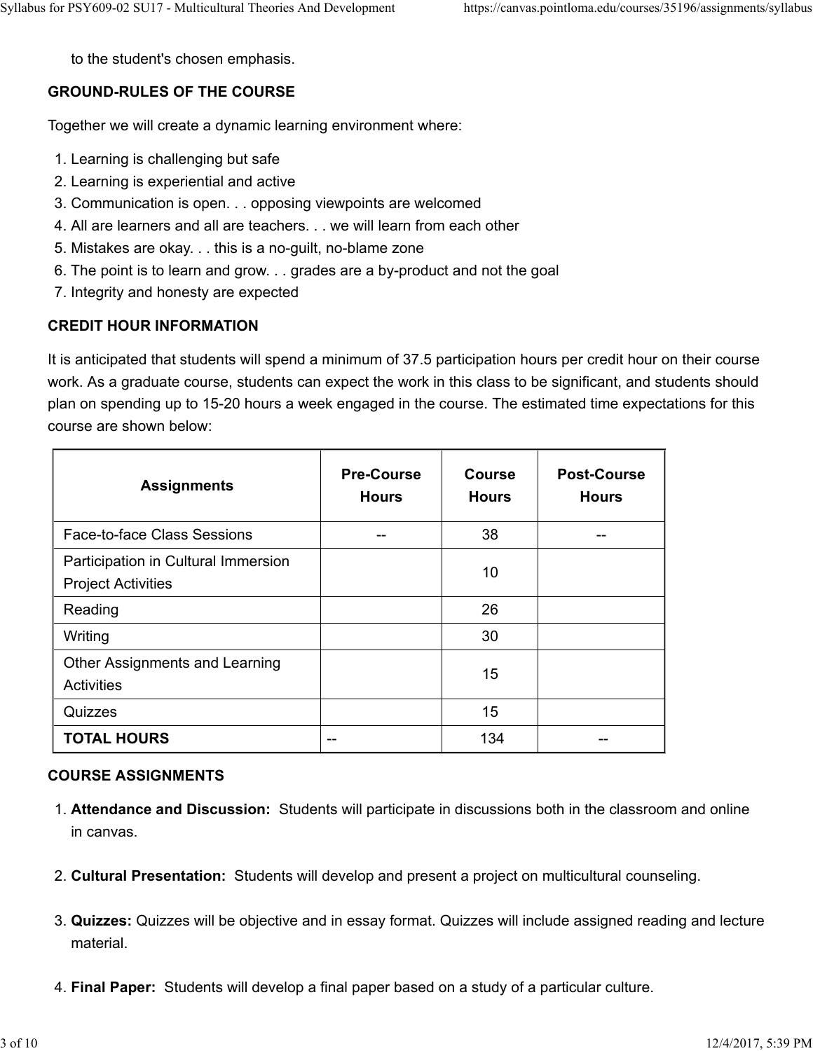to the student's chosen emphasis.

**GROUND-RULES OF THE COURSE**

Together we will create a dynamic learning environment where:

1. Learning is challenging but safe
2. Learning is experiential and active
3. Communication is open. . . opposing viewpoints are welcomed
4. All are learners and all are teachers. . . we will learn from each other
5. Mistakes are okay. . . this is a no-guilt, no-blame zone
6. The point is to learn and grow. . . grades are a by-product and not the goal
7. Integrity and honesty are expected

**CREDIT HOUR INFORMATION**

It is anticipated that students will spend a minimum of 37.5 participation hours per credit hour on their course work. As a graduate course, students can expect the work in this class to be significant, and students should plan on spending up to 15-20 hours a week engaged in the course. The estimated time expectations for this course are shown below:

| Assignments | Pre-Course Hours | Course Hours | Post-Course Hours |
|---|---|---|---|
| Face-to-face Class Sessions | -- | 38 | -- |
| Participation in Cultural Immersion Project Activities | | 10 | |
| Reading | | 26 | |
| Writing | | 30 | |
| Other Assignments and Learning Activities | | 15 | |
| Quizzes | | 15 | |
| **TOTAL HOURS** | -- | 134 | -- |

**COURSE ASSIGNMENTS**

1. **Attendance and Discussion:** Students will participate in discussions both in the classroom and online in canvas.

2. **Cultural Presentation:** Students will develop and present a project on multicultural counseling.

3. **Quizzes:** Quizzes will be objective and in essay format. Quizzes will include assigned reading and lecture material.

4. **Final Paper:** Students will develop a final paper based on a study of a particular culture.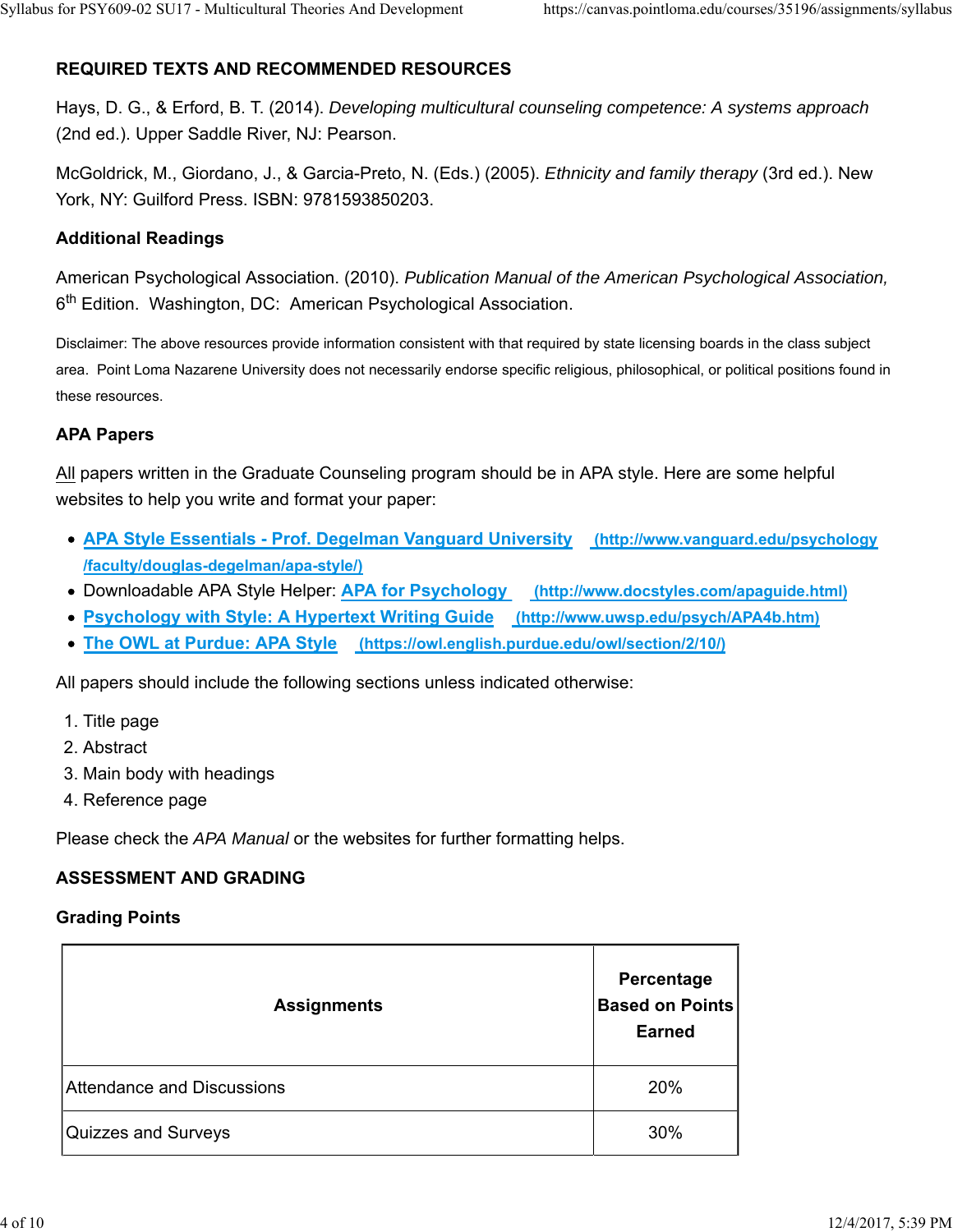## REQUIRED TEXTS AND RECOMMENDED RESOURCES

Hays, D. G., & Erford, B. T. (2014). *Developing multicultural counseling competence: A systems approach* (2nd ed.). Upper Saddle River, NJ: Pearson.

McGoldrick, M., Giordano, J., & Garcia-Preto, N. (Eds.) (2005). *Ethnicity and family therapy* (3rd ed.). New York, NY: Guilford Press. ISBN: 9781593850203.

### Additional Readings

American Psychological Association. (2010). *Publication Manual of the American Psychological Association,* 6th Edition. Washington, DC: American Psychological Association.

Disclaimer: The above resources provide information consistent with that required by state licensing boards in the class subject area. Point Loma Nazarene University does not necessarily endorse specific religious, philosophical, or political positions found in these resources.

### APA Papers

All papers written in the Graduate Counseling program should be in APA style. Here are some helpful websites to help you write and format your paper:

- [APA Style Essentials - Prof. Degelman Vanguard University](http://www.vanguard.edu/psychology/faculty/douglas-degelman/apa-style/) (http://www.vanguard.edu/psychology/faculty/douglas-degelman/apa-style/)
- Downloadable APA Style Helper: [APA for Psychology](http://www.docstyles.com/apaguide.html) (http://www.docstyles.com/apaguide.html)
- [Psychology with Style: A Hypertext Writing Guide](http://www.uwsp.edu/psych/APA4b.htm) (http://www.uwsp.edu/psych/APA4b.htm)
- [The OWL at Purdue: APA Style](https://owl.english.purdue.edu/owl/section/2/10/) (https://owl.english.purdue.edu/owl/section/2/10/)

All papers should include the following sections unless indicated otherwise:

1. Title page
2. Abstract
3. Main body with headings
4. Reference page

Please check the *APA Manual* or the websites for further formatting helps.

## ASSESSMENT AND GRADING

### Grading Points

| Assignments | Percentage Based on Points Earned |
|---|---|
| Attendance and Discussions | 20% |
| Quizzes and Surveys | 30% |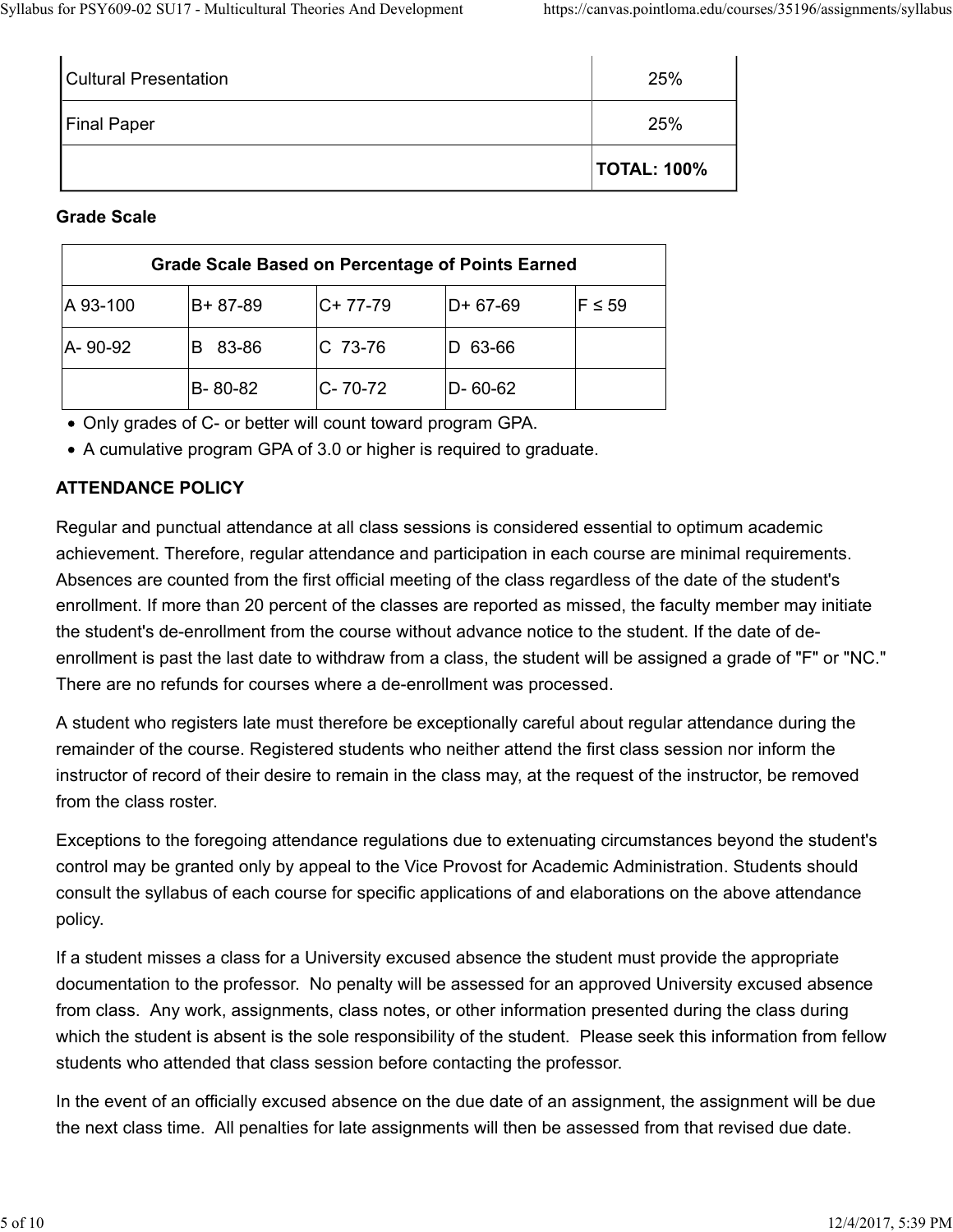| | |
|---|---|
| Cultural Presentation | 25% |
| Final Paper | 25% |
| | **TOTAL: 100%** |

**Grade Scale**

| Grade Scale Based on Percentage of Points Earned | | | | |
|---|---|---|---|---|
| A 93-100 | B+ 87-89 | C+ 77-79 | D+ 67-69 | F ≤ 59 |
| A- 90-92 | B 83-86 | C 73-76 | D 63-66 | |
| | B- 80-82 | C- 70-72 | D- 60-62 | |

- Only grades of C- or better will count toward program GPA.
- A cumulative program GPA of 3.0 or higher is required to graduate.

**ATTENDANCE POLICY**

Regular and punctual attendance at all class sessions is considered essential to optimum academic achievement. Therefore, regular attendance and participation in each course are minimal requirements. Absences are counted from the first official meeting of the class regardless of the date of the student's enrollment. If more than 20 percent of the classes are reported as missed, the faculty member may initiate the student's de-enrollment from the course without advance notice to the student. If the date of de-enrollment is past the last date to withdraw from a class, the student will be assigned a grade of "F" or "NC." There are no refunds for courses where a de-enrollment was processed.

A student who registers late must therefore be exceptionally careful about regular attendance during the remainder of the course. Registered students who neither attend the first class session nor inform the instructor of record of their desire to remain in the class may, at the request of the instructor, be removed from the class roster.

Exceptions to the foregoing attendance regulations due to extenuating circumstances beyond the student's control may be granted only by appeal to the Vice Provost for Academic Administration. Students should consult the syllabus of each course for specific applications of and elaborations on the above attendance policy.

If a student misses a class for a University excused absence the student must provide the appropriate documentation to the professor. No penalty will be assessed for an approved University excused absence from class. Any work, assignments, class notes, or other information presented during the class during which the student is absent is the sole responsibility of the student. Please seek this information from fellow students who attended that class session before contacting the professor.

In the event of an officially excused absence on the due date of an assignment, the assignment will be due the next class time. All penalties for late assignments will then be assessed from that revised due date.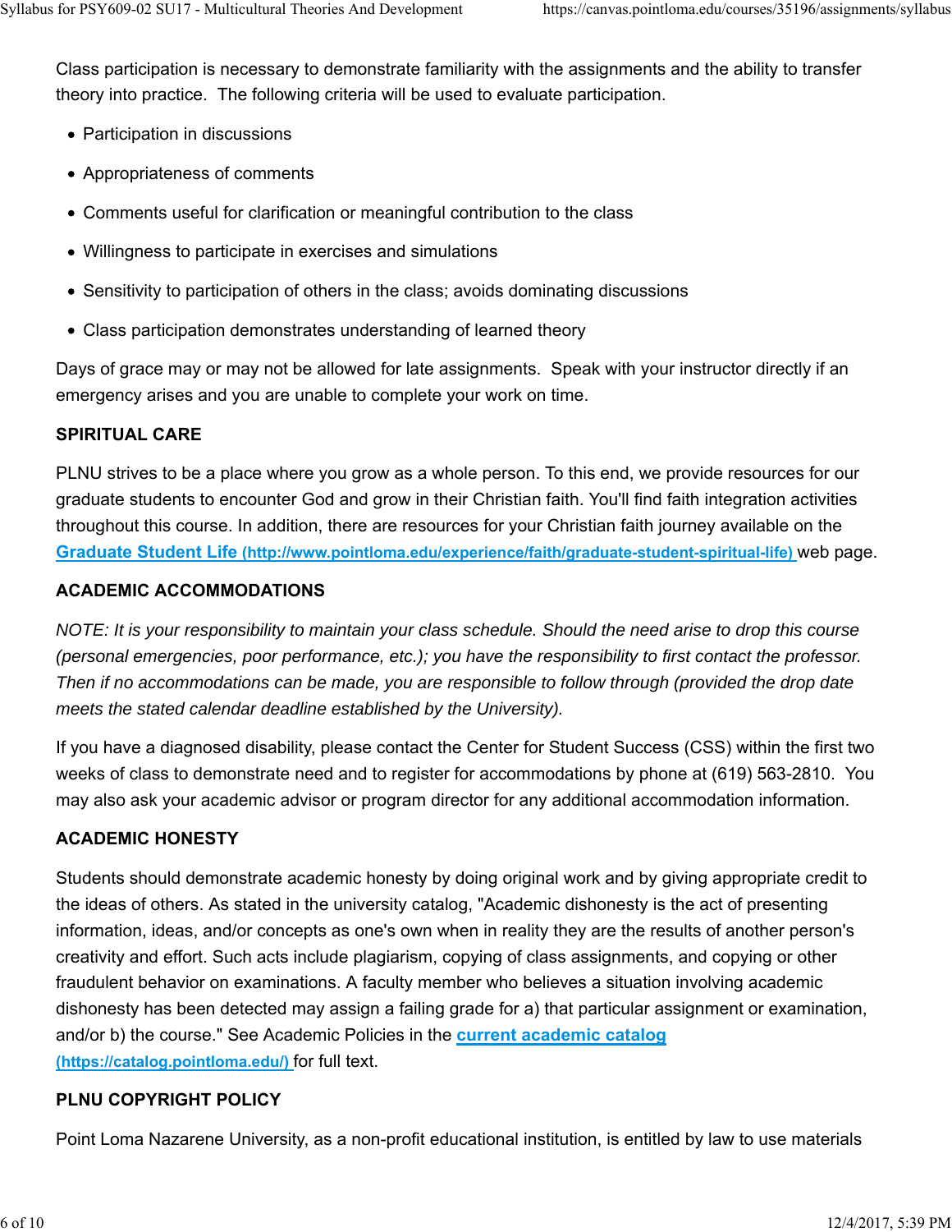Class participation is necessary to demonstrate familiarity with the assignments and the ability to transfer theory into practice. The following criteria will be used to evaluate participation.

- Participation in discussions
- Appropriateness of comments
- Comments useful for clarification or meaningful contribution to the class
- Willingness to participate in exercises and simulations
- Sensitivity to participation of others in the class; avoids dominating discussions
- Class participation demonstrates understanding of learned theory

Days of grace may or may not be allowed for late assignments. Speak with your instructor directly if an emergency arises and you are unable to complete your work on time.

**SPIRITUAL CARE**

PLNU strives to be a place where you grow as a whole person. To this end, we provide resources for our graduate students to encounter God and grow in their Christian faith. You'll find faith integration activities throughout this course. In addition, there are resources for your Christian faith journey available on the [Graduate Student Life (http://www.pointloma.edu/experience/faith/graduate-student-spiritual-life)](http://www.pointloma.edu/experience/faith/graduate-student-spiritual-life) web page.

**ACADEMIC ACCOMMODATIONS**

*NOTE: It is your responsibility to maintain your class schedule. Should the need arise to drop this course (personal emergencies, poor performance, etc.); you have the responsibility to first contact the professor. Then if no accommodations can be made, you are responsible to follow through (provided the drop date meets the stated calendar deadline established by the University).*

If you have a diagnosed disability, please contact the Center for Student Success (CSS) within the first two weeks of class to demonstrate need and to register for accommodations by phone at (619) 563-2810. You may also ask your academic advisor or program director for any additional accommodation information.

**ACADEMIC HONESTY**

Students should demonstrate academic honesty by doing original work and by giving appropriate credit to the ideas of others. As stated in the university catalog, "Academic dishonesty is the act of presenting information, ideas, and/or concepts as one's own when in reality they are the results of another person's creativity and effort. Such acts include plagiarism, copying of class assignments, and copying or other fraudulent behavior on examinations. A faculty member who believes a situation involving academic dishonesty has been detected may assign a failing grade for a) that particular assignment or examination, and/or b) the course." See Academic Policies in the [current academic catalog (https://catalog.pointloma.edu/)](https://catalog.pointloma.edu/) for full text.

**PLNU COPYRIGHT POLICY**

Point Loma Nazarene University, as a non-profit educational institution, is entitled by law to use materials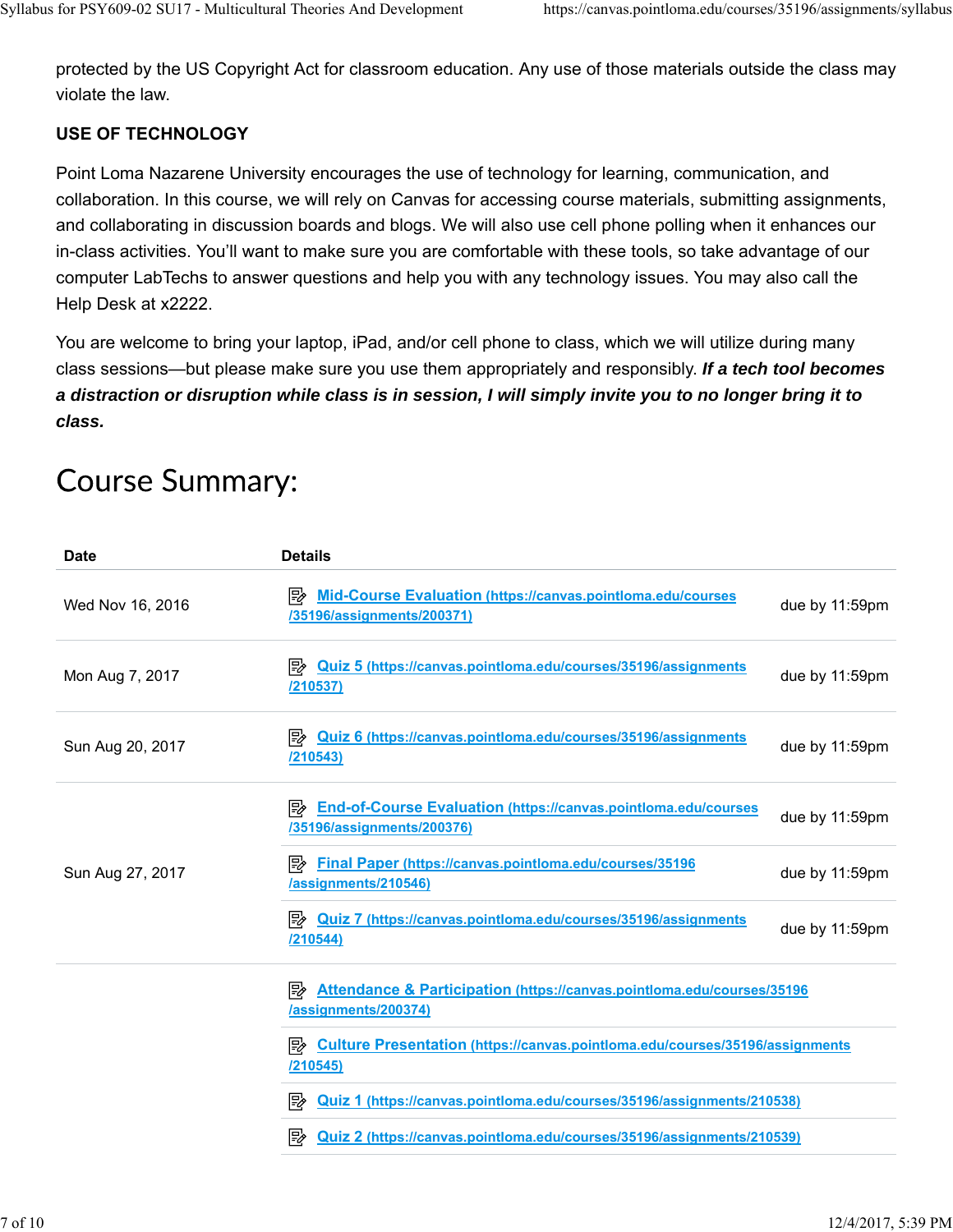protected by the US Copyright Act for classroom education. Any use of those materials outside the class may violate the law.

**USE OF TECHNOLOGY**

Point Loma Nazarene University encourages the use of technology for learning, communication, and collaboration. In this course, we will rely on Canvas for accessing course materials, submitting assignments, and collaborating in discussion boards and blogs. We will also use cell phone polling when it enhances our in-class activities. You'll want to make sure you are comfortable with these tools, so take advantage of our computer LabTechs to answer questions and help you with any technology issues. You may also call the Help Desk at x2222.

You are welcome to bring your laptop, iPad, and/or cell phone to class, which we will utilize during many class sessions—but please make sure you use them appropriately and responsibly. ***If a tech tool becomes a distraction or disruption while class is in session, I will simply invite you to no longer bring it to class.***

# Course Summary:

| Date | Details | |
|---|---|---|
| Wed Nov 16, 2016 | Mid-Course Evaluation (https://canvas.pointloma.edu/courses/35196/assignments/200371) | due by 11:59pm |
| Mon Aug 7, 2017 | Quiz 5 (https://canvas.pointloma.edu/courses/35196/assignments/210537) | due by 11:59pm |
| Sun Aug 20, 2017 | Quiz 6 (https://canvas.pointloma.edu/courses/35196/assignments/210543) | due by 11:59pm |
| Sun Aug 27, 2017 | End-of-Course Evaluation (https://canvas.pointloma.edu/courses/35196/assignments/200376) | due by 11:59pm |
| | Final Paper (https://canvas.pointloma.edu/courses/35196/assignments/210546) | due by 11:59pm |
| | Quiz 7 (https://canvas.pointloma.edu/courses/35196/assignments/210544) | due by 11:59pm |
| | Attendance & Participation (https://canvas.pointloma.edu/courses/35196/assignments/200374) | |
| | Culture Presentation (https://canvas.pointloma.edu/courses/35196/assignments/210545) | |
| | Quiz 1 (https://canvas.pointloma.edu/courses/35196/assignments/210538) | |
| | Quiz 2 (https://canvas.pointloma.edu/courses/35196/assignments/210539) | |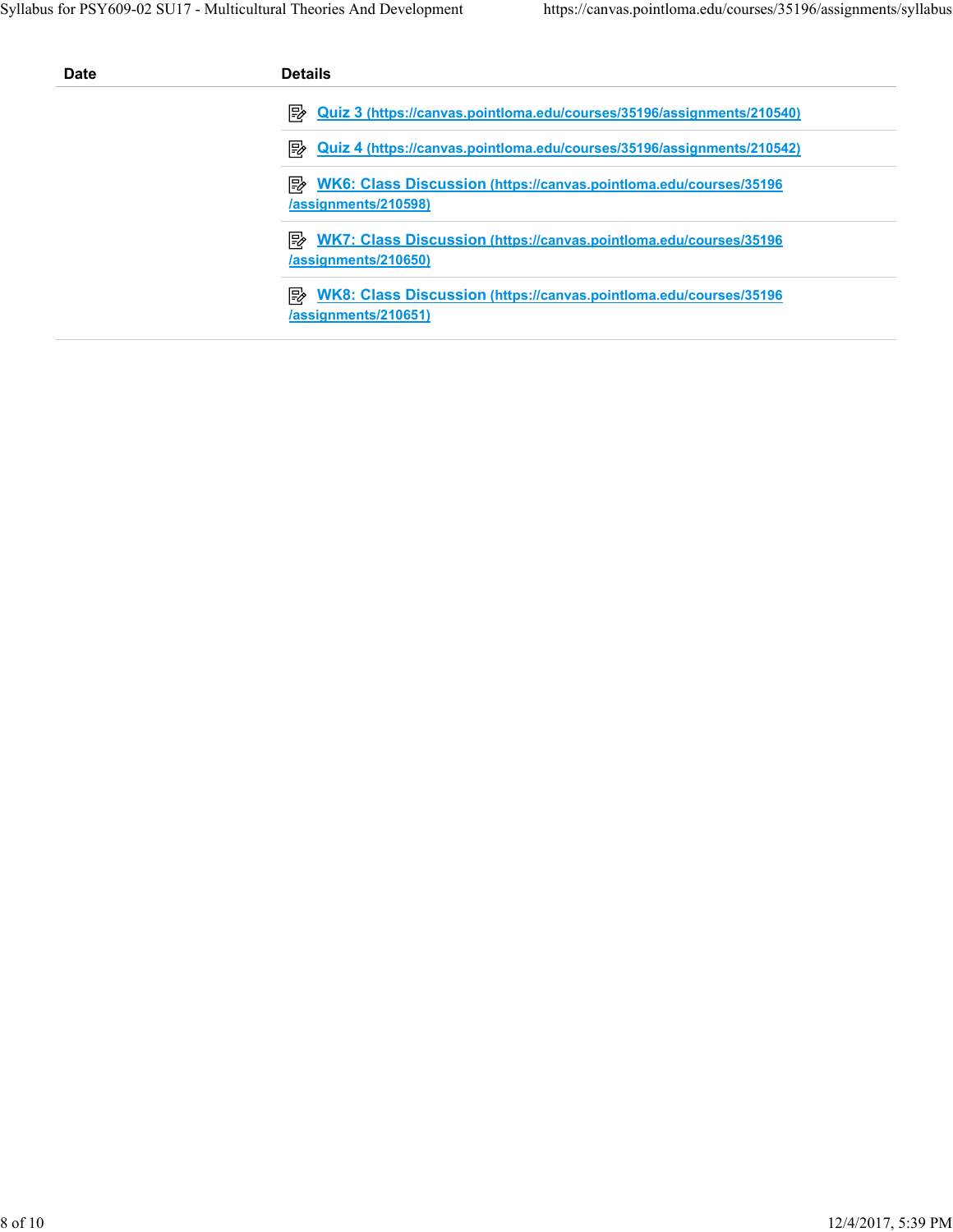| Date | Details |
|---|---|
| | Quiz 3 (https://canvas.pointloma.edu/courses/35196/assignments/210540) |
| | Quiz 4 (https://canvas.pointloma.edu/courses/35196/assignments/210542) |
| | WK6: Class Discussion (https://canvas.pointloma.edu/courses/35196/assignments/210598) |
| | WK7: Class Discussion (https://canvas.pointloma.edu/courses/35196/assignments/210650) |
| | WK8: Class Discussion (https://canvas.pointloma.edu/courses/35196/assignments/210651) |